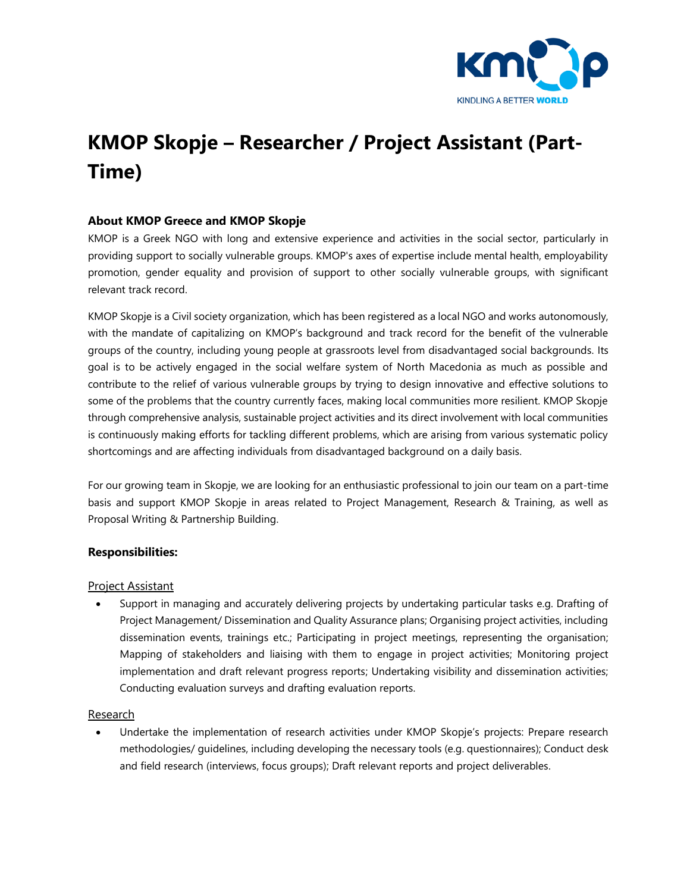# KMOP Skopje – Researcher / Project Assistant (Part-Time)

### About KMOP Greece and KMOP Skopje

KMOP is a Greek NGO with long and extensive experience and activities in the social sector, particularly in providing support to socially vulnerable groups. KMOP's axes of expertise include mental health, employability promotion, gender equality and provision of support to other socially vulnerable groups, with significant relevant track record.

KMOP Skopje is a Civil society organization, which has been registered as a local NGO and works autonomously, with the mandate of capitalizing on KMOP's background and track record for the benefit of the vulnerable groups of the country, including young people at grassroots level from disadvantaged social backgrounds. Its goal is to be actively engaged in the social welfare system of North Macedonia as much as possible and contribute to the relief of various vulnerable groups by trying to design innovative and effective solutions to some of the problems that the country currently faces, making local communities more resilient. KMOP Skopje through comprehensive analysis, sustainable project activities and its direct involvement with local communities is continuously making efforts for tackling different problems, which are arising from various systematic policy shortcomings and are affecting individuals from disadvantaged background on a daily basis.

For our growing team in Skopje, we are looking for an enthusiastic professional to join our team on a part-time basis and support KMOP Skopje in areas related to Project Management, Research & Training, as well as Proposal Writing & Partnership Building.

### Responsibilities:

Project Assistant

- Support in managing and accurately delivering projects by undertaking particular tasks e.g. Drafting of Project Management/ Dissemination and Quality Assurance plans; Organising project activities, including dissemination events, trainings etc.; Participating in project meetings, representing the organisation; Mapping of stakeholders and liaising with them to engage in project activities; Monitoring project implementation and draft relevant progress reports; Undertaking visibility and dissemination activities; Conducting evaluation surveys and drafting evaluation reports.

Research

- Undertake the implementation of research activities under KMOP Skopje's projects: Prepare research methodologies/ guidelines, including developing the necessary tools (e.g. questionnaires); Conduct desk and field research (interviews, focus groups); Draft relevant reports and project deliverables.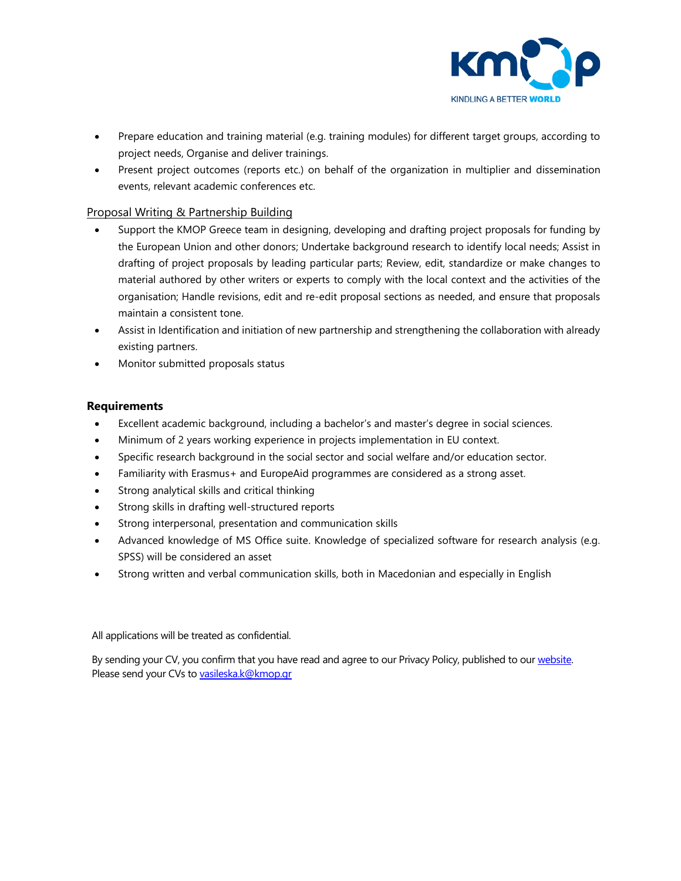- Prepare education and training material (e.g. training modules) for different target groups, according to project needs, Organise and deliver trainings.
- Present project outcomes (reports etc.) on behalf of the organization in multiplier and dissemination events, relevant academic conferences etc.

Proposal Writing & Partnership Building

- Support the KMOP Greece team in designing, developing and drafting project proposals for funding by the European Union and other donors; Undertake background research to identify local needs; Assist in drafting of project proposals by leading particular parts; Review, edit, standardize or make changes to material authored by other writers or experts to comply with the local context and the activities of the organisation; Handle revisions, edit and re-edit proposal sections as needed, and ensure that proposals maintain a consistent tone.
- Assist in Identification and initiation of new partnership and strengthening the collaboration with already existing partners.
- Monitor submitted proposals status

**Requirements**

- Excellent academic background, including a bachelor's and master's degree in social sciences.
- Minimum of 2 years working experience in projects implementation in EU context.
- Specific research background in the social sector and social welfare and/or education sector.
- Familiarity with Erasmus+ and EuropeAid programmes are considered as a strong asset.
- Strong analytical skills and critical thinking
- Strong skills in drafting well-structured reports
- Strong interpersonal, presentation and communication skills
- Advanced knowledge of MS Office suite. Knowledge of specialized software for research analysis (e.g. SPSS) will be considered an asset
- Strong written and verbal communication skills, both in Macedonian and especially in English

All applications will be treated as confidential.

By sending your CV, you confirm that you have read and agree to our Privacy Policy, published to our website.
Please send your CVs to vasileska.k@kmop.gr